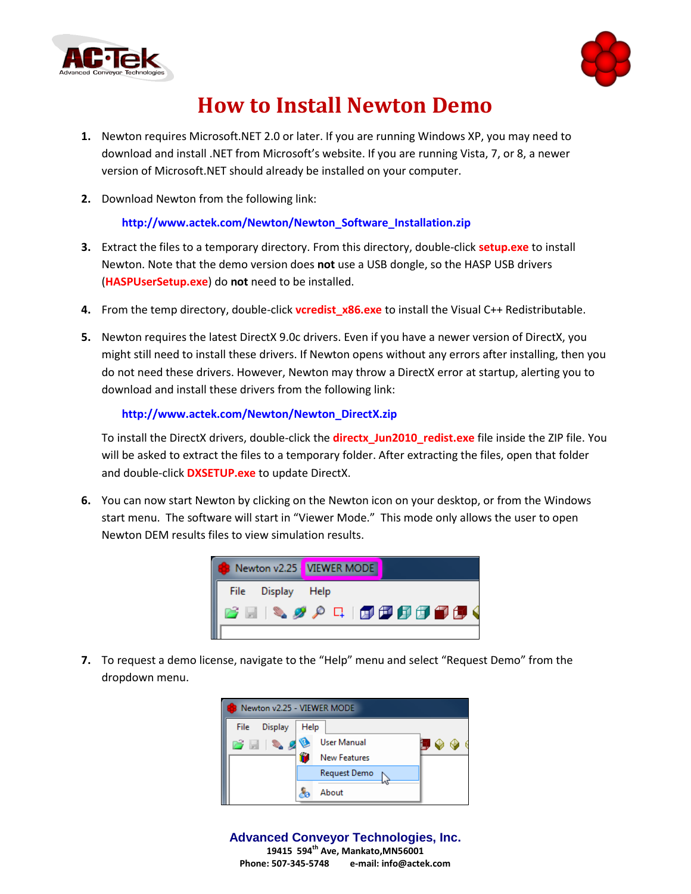# How to Install Newton Demo

1. Newton requires Microsoft.NET 2.0 or later. If you are running Windows XP, you may need to download and install .NET from Microsoft's website. If you are running Vista, 7, or 8, a newer version of Microsoft.NET should already be installed on your computer.

2. Download Newton from the following link:

   **http://www.actek.com/Newton/Newton_Software_Installation.zip**

3. Extract the files to a temporary directory. From this directory, double-click **setup.exe** to install Newton. Note that the demo version does **not** use a USB dongle, so the HASP USB drivers (**HASPUserSetup.exe**) do **not** need to be installed.

4. From the temp directory, double-click **vcredist_x86.exe** to install the Visual C++ Redistributable.

5. Newton requires the latest DirectX 9.0c drivers. Even if you have a newer version of DirectX, you might still need to install these drivers. If Newton opens without any errors after installing, then you do not need these drivers. However, Newton may throw a DirectX error at startup, alerting you to download and install these drivers from the following link:

   **http://www.actek.com/Newton/Newton_DirectX.zip**

   To install the DirectX drivers, double-click the **directx_Jun2010_redist.exe** file inside the ZIP file. You will be asked to extract the files to a temporary folder. After extracting the files, open that folder and double-click **DXSETUP.exe** to update DirectX.

6. You can now start Newton by clicking on the Newton icon on your desktop, or from the Windows start menu. The software will start in "Viewer Mode." This mode only allows the user to open Newton DEM results files to view simulation results.

7. To request a demo license, navigate to the "Help" menu and select "Request Demo" from the dropdown menu.

**Advanced Conveyor Technologies, Inc.**
**19415 594th Ave, Mankato,MN56001**
**Phone: 507-345-5748 e-mail: info@actek.com**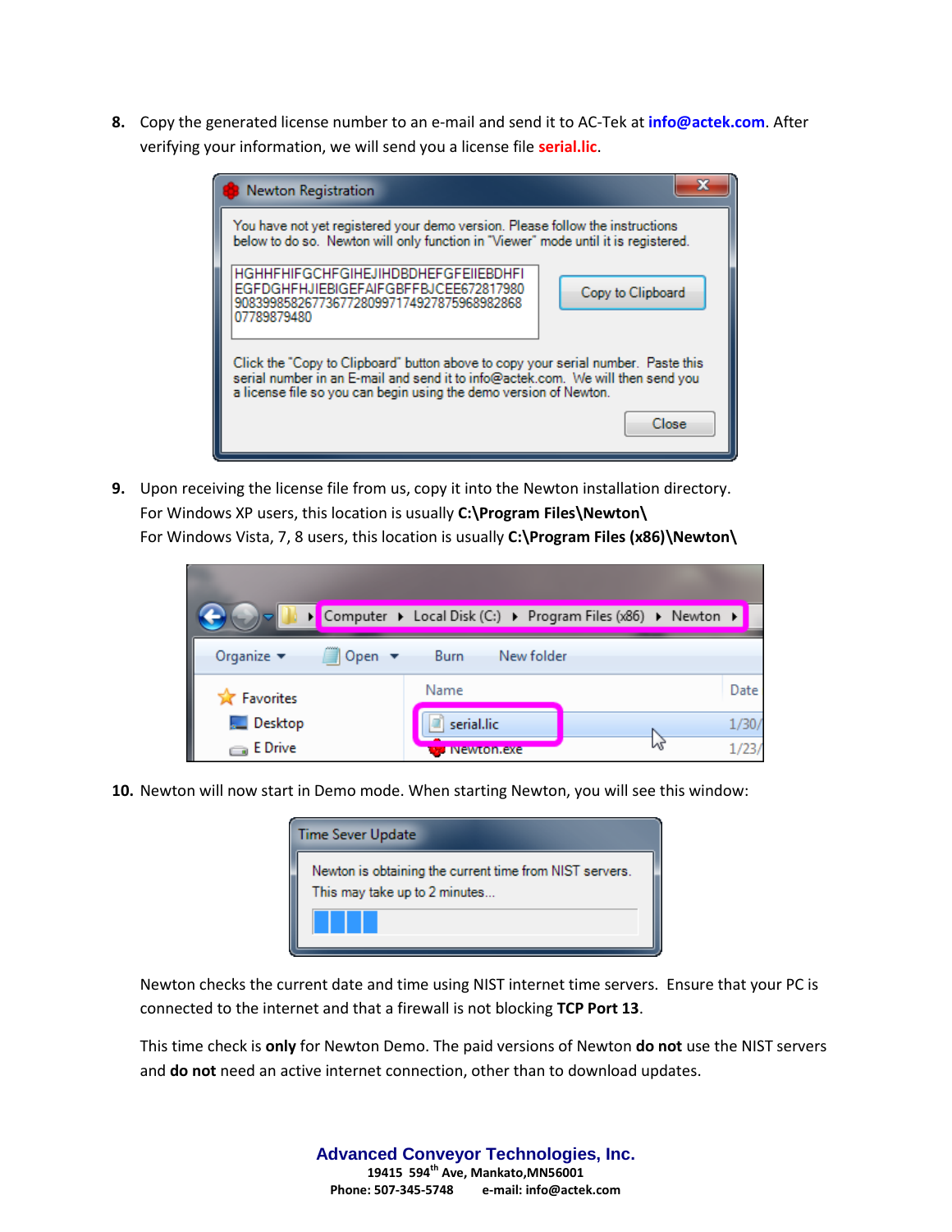8. Copy the generated license number to an e-mail and send it to AC-Tek at **info@actek.com**. After verifying your information, we will send you a license file **serial.lic**.

9. Upon receiving the license file from us, copy it into the Newton installation directory.
   For Windows XP users, this location is usually **C:\Program Files\Newton\**
   For Windows Vista, 7, 8 users, this location is usually **C:\Program Files (x86)\Newton\**

10. Newton will now start in Demo mode. When starting Newton, you will see this window:

    Newton checks the current date and time using NIST internet time servers. Ensure that your PC is connected to the internet and that a firewall is not blocking **TCP Port 13**.

    This time check is **only** for Newton Demo. The paid versions of Newton **do not** use the NIST servers and **do not** need an active internet connection, other than to download updates.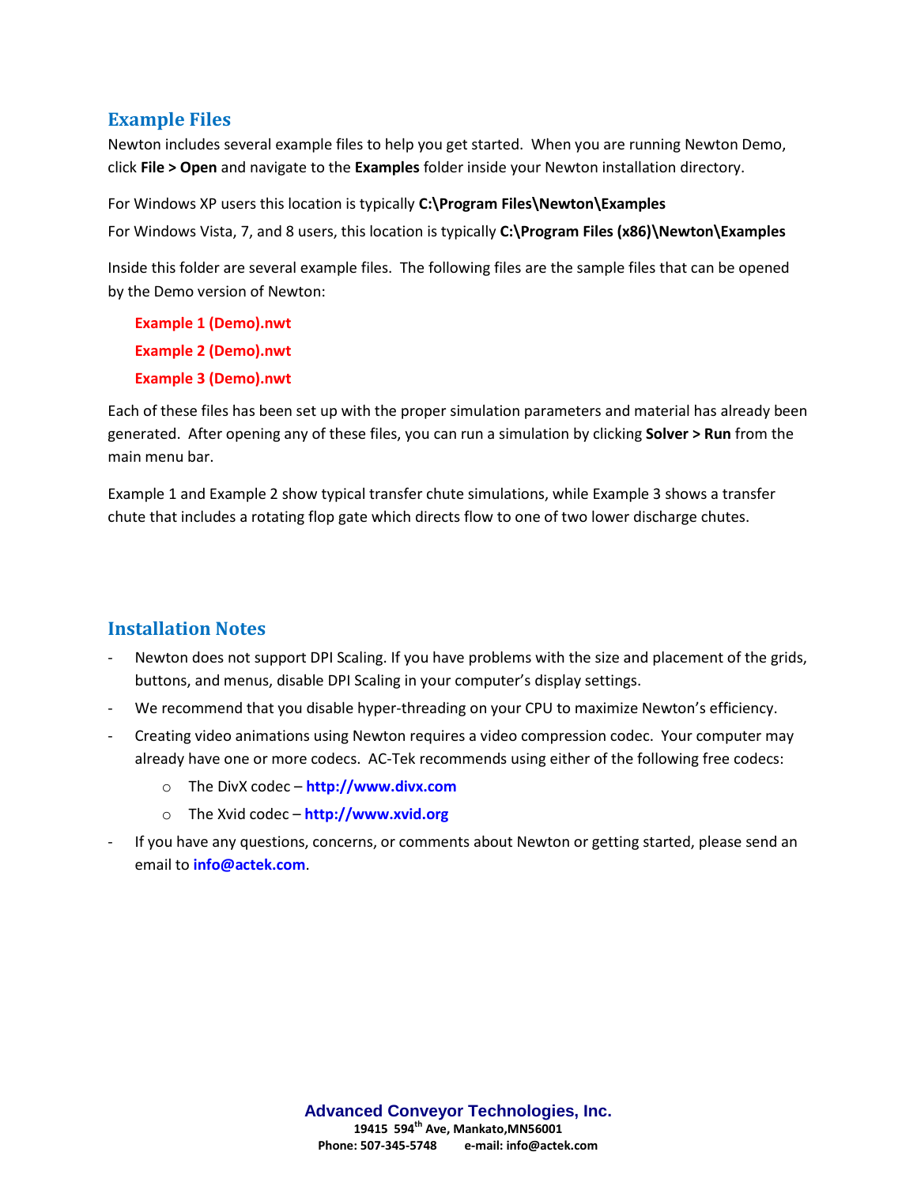## Example Files

Newton includes several example files to help you get started. When you are running Newton Demo, click **File > Open** and navigate to the **Examples** folder inside your Newton installation directory.

For Windows XP users this location is typically **C:\Program Files\Newton\Examples**

For Windows Vista, 7, and 8 users, this location is typically **C:\Program Files (x86)\Newton\Examples**

Inside this folder are several example files. The following files are the sample files that can be opened by the Demo version of Newton:

**Example 1 (Demo).nwt**

**Example 2 (Demo).nwt**

**Example 3 (Demo).nwt**

Each of these files has been set up with the proper simulation parameters and material has already been generated. After opening any of these files, you can run a simulation by clicking **Solver > Run** from the main menu bar.

Example 1 and Example 2 show typical transfer chute simulations, while Example 3 shows a transfer chute that includes a rotating flop gate which directs flow to one of two lower discharge chutes.

## Installation Notes

- Newton does not support DPI Scaling. If you have problems with the size and placement of the grids, buttons, and menus, disable DPI Scaling in your computer's display settings.
- We recommend that you disable hyper-threading on your CPU to maximize Newton's efficiency.
- Creating video animations using Newton requires a video compression codec. Your computer may already have one or more codecs. AC-Tek recommends using either of the following free codecs:
  - The DivX codec – **http://www.divx.com**
  - The Xvid codec – **http://www.xvid.org**
- If you have any questions, concerns, or comments about Newton or getting started, please send an email to **info@actek.com**.

**Advanced Conveyor Technologies, Inc.**
**19415 594th Ave, Mankato,MN56001**
**Phone: 507-345-5748 e-mail: info@actek.com**